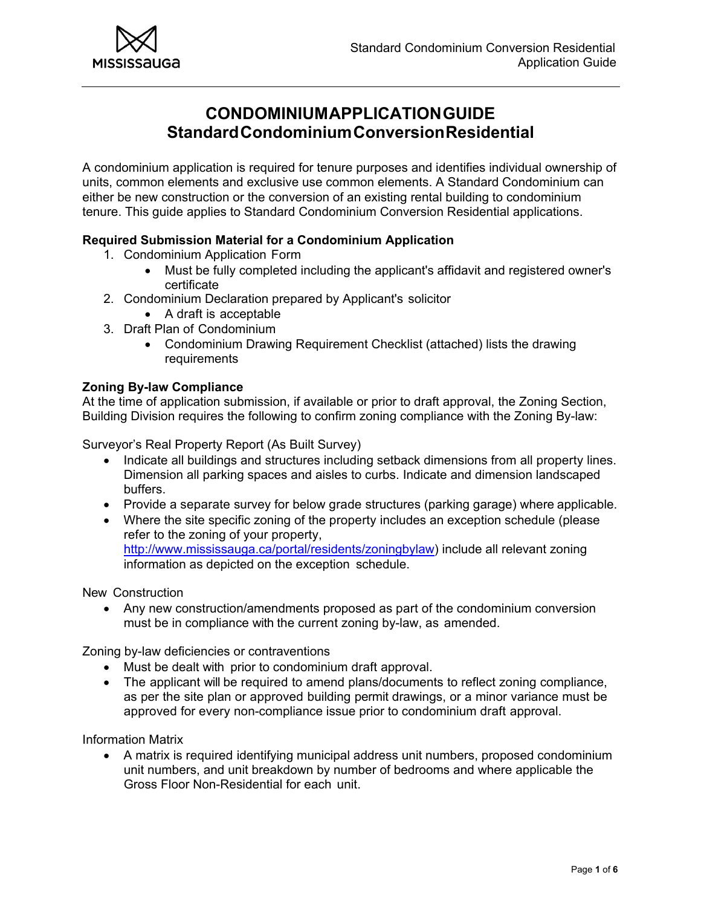# CONDOMINIUM APPLICATION GUIDE
## Standard Condominium Conversion Residential

A condominium application is required for tenure purposes and identifies individual ownership of units, common elements and exclusive use common elements. A Standard Condominium can either be new construction or the conversion of an existing rental building to condominium tenure. This guide applies to Standard Condominium Conversion Residential applications.

**Required Submission Material for a Condominium Application**

1. Condominium Application Form
   - Must be fully completed including the applicant's affidavit and registered owner's certificate
2. Condominium Declaration prepared by Applicant's solicitor
   - A draft is acceptable
3. Draft Plan of Condominium
   - Condominium Drawing Requirement Checklist (attached) lists the drawing requirements

**Zoning By-law Compliance**

At the time of application submission, if available or prior to draft approval, the Zoning Section, Building Division requires the following to confirm zoning compliance with the Zoning By-law:

Surveyor's Real Property Report (As Built Survey)

- Indicate all buildings and structures including setback dimensions from all property lines. Dimension all parking spaces and aisles to curbs. Indicate and dimension landscaped buffers.
- Provide a separate survey for below grade structures (parking garage) where applicable.
- Where the site specific zoning of the property includes an exception schedule (please refer to the zoning of your property, http://www.mississauga.ca/portal/residents/zoningbylaw) include all relevant zoning information as depicted on the exception schedule.

New Construction

- Any new construction/amendments proposed as part of the condominium conversion must be in compliance with the current zoning by-law, as amended.

Zoning by-law deficiencies or contraventions

- Must be dealt with prior to condominium draft approval.
- The applicant will be required to amend plans/documents to reflect zoning compliance, as per the site plan or approved building permit drawings, or a minor variance must be approved for every non-compliance issue prior to condominium draft approval.

Information Matrix

- A matrix is required identifying municipal address unit numbers, proposed condominium unit numbers, and unit breakdown by number of bedrooms and where applicable the Gross Floor Non-Residential for each unit.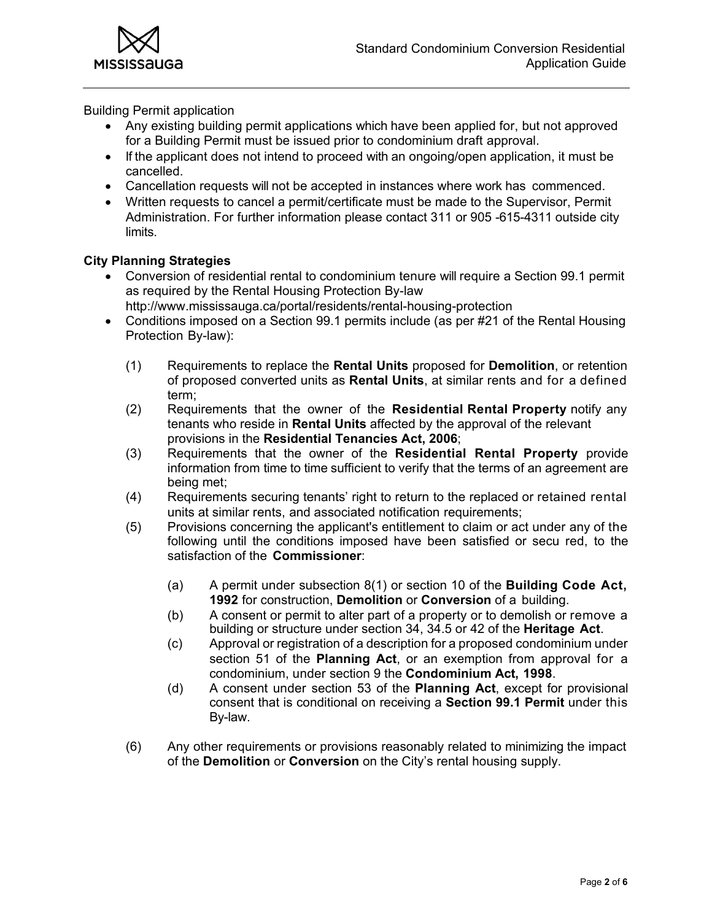Building Permit application

- Any existing building permit applications which have been applied for, but not approved for a Building Permit must be issued prior to condominium draft approval.
- If the applicant does not intend to proceed with an ongoing/open application, it must be cancelled.
- Cancellation requests will not be accepted in instances where work has commenced.
- Written requests to cancel a permit/certificate must be made to the Supervisor, Permit Administration. For further information please contact 311 or 905 -615-4311 outside city limits.

**City Planning Strategies**

- Conversion of residential rental to condominium tenure will require a Section 99.1 permit as required by the Rental Housing Protection By-law http://www.mississauga.ca/portal/residents/rental-housing-protection
- Conditions imposed on a Section 99.1 permits include (as per #21 of the Rental Housing Protection By-law):

(1) Requirements to replace the **Rental Units** proposed for **Demolition**, or retention of proposed converted units as **Rental Units**, at similar rents and for a defined term;

(2) Requirements that the owner of the **Residential Rental Property** notify any tenants who reside in **Rental Units** affected by the approval of the relevant provisions in the **Residential Tenancies Act, 2006**;

(3) Requirements that the owner of the **Residential Rental Property** provide information from time to time sufficient to verify that the terms of an agreement are being met;

(4) Requirements securing tenants' right to return to the replaced or retained rental units at similar rents, and associated notification requirements;

(5) Provisions concerning the applicant's entitlement to claim or act under any of the following until the conditions imposed have been satisfied or secu red, to the satisfaction of the **Commissioner**:

(a) A permit under subsection 8(1) or section 10 of the **Building Code Act, 1992** for construction, **Demolition** or **Conversion** of a building.

(b) A consent or permit to alter part of a property or to demolish or remove a building or structure under section 34, 34.5 or 42 of the **Heritage Act**.

(c) Approval or registration of a description for a proposed condominium under section 51 of the **Planning Act**, or an exemption from approval for a condominium, under section 9 the **Condominium Act, 1998**.

(d) A consent under section 53 of the **Planning Act**, except for provisional consent that is conditional on receiving a **Section 99.1 Permit** under this By-law.

(6) Any other requirements or provisions reasonably related to minimizing the impact of the **Demolition** or **Conversion** on the City's rental housing supply.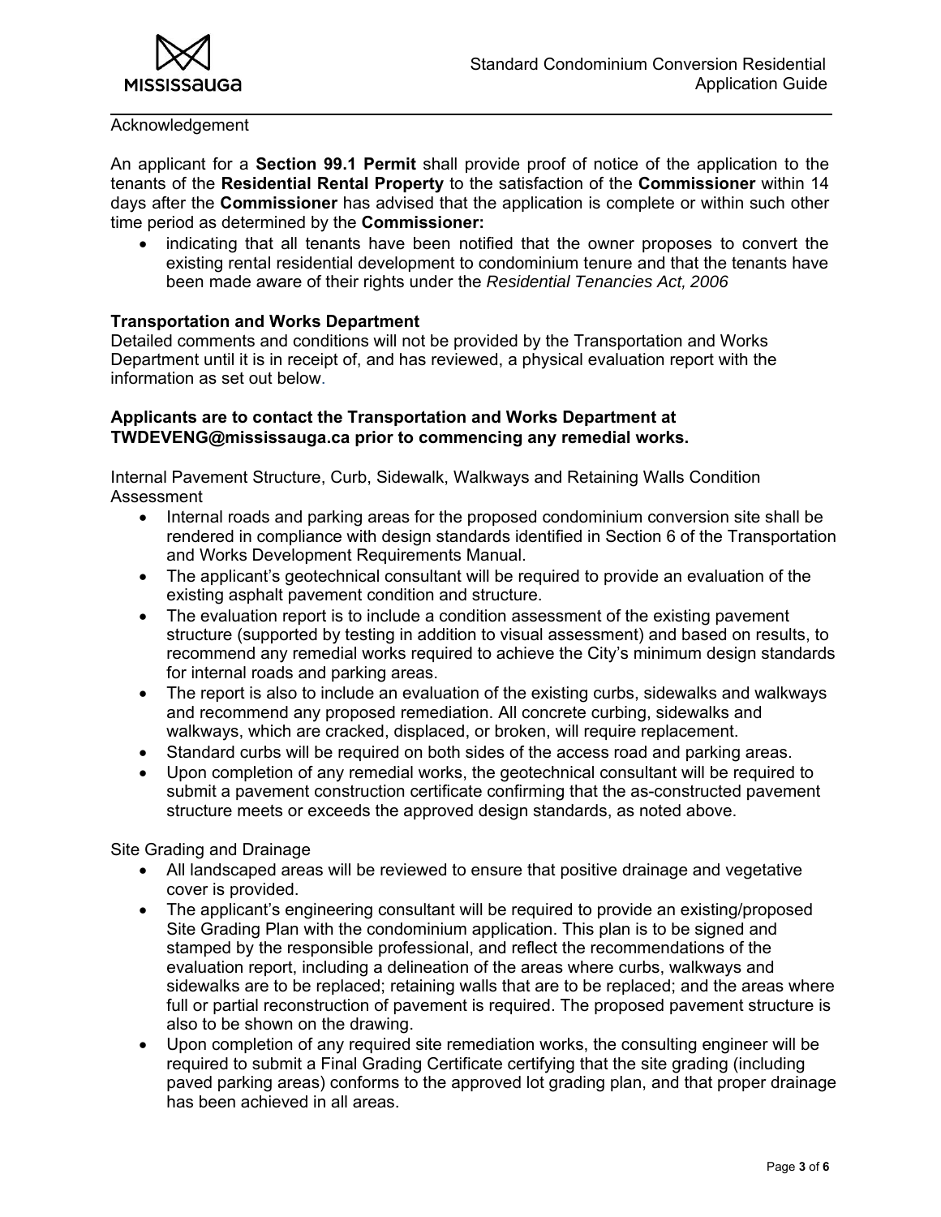Acknowledgement

An applicant for a **Section 99.1 Permit** shall provide proof of notice of the application to the tenants of the **Residential Rental Property** to the satisfaction of the **Commissioner** within 14 days after the **Commissioner** has advised that the application is complete or within such other time period as determined by the **Commissioner:**

- indicating that all tenants have been notified that the owner proposes to convert the existing rental residential development to condominium tenure and that the tenants have been made aware of their rights under the *Residential Tenancies Act, 2006*

**Transportation and Works Department**

Detailed comments and conditions will not be provided by the Transportation and Works Department until it is in receipt of, and has reviewed, a physical evaluation report with the information as set out below.

**Applicants are to contact the Transportation and Works Department at TWDEVENG@mississauga.ca prior to commencing any remedial works.**

Internal Pavement Structure, Curb, Sidewalk, Walkways and Retaining Walls Condition Assessment

- Internal roads and parking areas for the proposed condominium conversion site shall be rendered in compliance with design standards identified in Section 6 of the Transportation and Works Development Requirements Manual.
- The applicant's geotechnical consultant will be required to provide an evaluation of the existing asphalt pavement condition and structure.
- The evaluation report is to include a condition assessment of the existing pavement structure (supported by testing in addition to visual assessment) and based on results, to recommend any remedial works required to achieve the City's minimum design standards for internal roads and parking areas.
- The report is also to include an evaluation of the existing curbs, sidewalks and walkways and recommend any proposed remediation. All concrete curbing, sidewalks and walkways, which are cracked, displaced, or broken, will require replacement.
- Standard curbs will be required on both sides of the access road and parking areas.
- Upon completion of any remedial works, the geotechnical consultant will be required to submit a pavement construction certificate confirming that the as-constructed pavement structure meets or exceeds the approved design standards, as noted above.

Site Grading and Drainage

- All landscaped areas will be reviewed to ensure that positive drainage and vegetative cover is provided.
- The applicant's engineering consultant will be required to provide an existing/proposed Site Grading Plan with the condominium application. This plan is to be signed and stamped by the responsible professional, and reflect the recommendations of the evaluation report, including a delineation of the areas where curbs, walkways and sidewalks are to be replaced; retaining walls that are to be replaced; and the areas where full or partial reconstruction of pavement is required. The proposed pavement structure is also to be shown on the drawing.
- Upon completion of any required site remediation works, the consulting engineer will be required to submit a Final Grading Certificate certifying that the site grading (including paved parking areas) conforms to the approved lot grading plan, and that proper drainage has been achieved in all areas.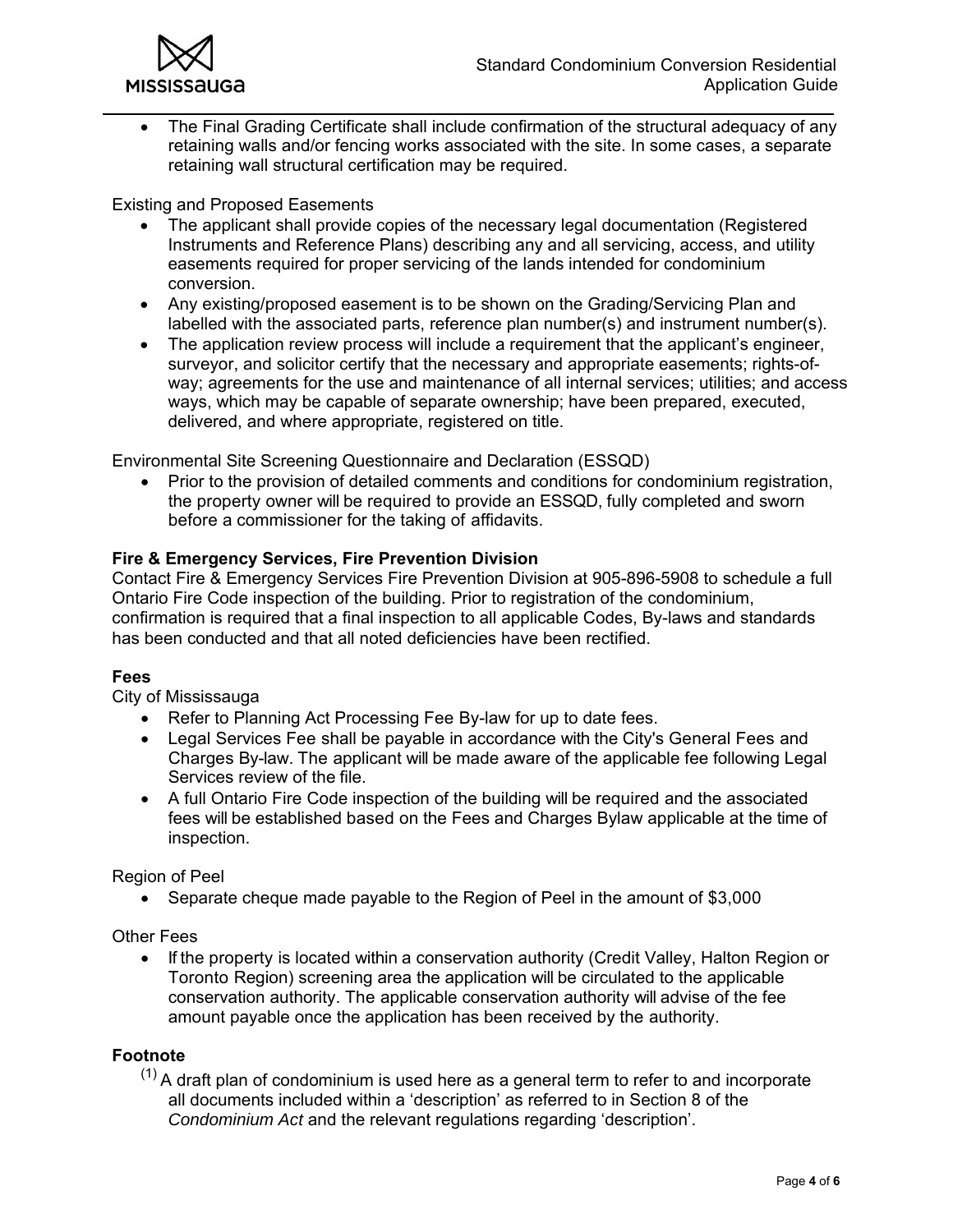- The Final Grading Certificate shall include confirmation of the structural adequacy of any retaining walls and/or fencing works associated with the site. In some cases, a separate retaining wall structural certification may be required.

Existing and Proposed Easements

- The applicant shall provide copies of the necessary legal documentation (Registered Instruments and Reference Plans) describing any and all servicing, access, and utility easements required for proper servicing of the lands intended for condominium conversion.
- Any existing/proposed easement is to be shown on the Grading/Servicing Plan and labelled with the associated parts, reference plan number(s) and instrument number(s).
- The application review process will include a requirement that the applicant's engineer, surveyor, and solicitor certify that the necessary and appropriate easements; rights-of-way; agreements for the use and maintenance of all internal services; utilities; and access ways, which may be capable of separate ownership; have been prepared, executed, delivered, and where appropriate, registered on title.

Environmental Site Screening Questionnaire and Declaration (ESSQD)

- Prior to the provision of detailed comments and conditions for condominium registration, the property owner will be required to provide an ESSQD, fully completed and sworn before a commissioner for the taking of affidavits.

**Fire & Emergency Services, Fire Prevention Division**

Contact Fire & Emergency Services Fire Prevention Division at 905-896-5908 to schedule a full Ontario Fire Code inspection of the building. Prior to registration of the condominium, confirmation is required that a final inspection to all applicable Codes, By-laws and standards has been conducted and that all noted deficiencies have been rectified.

**Fees**

City of Mississauga

- Refer to Planning Act Processing Fee By-law for up to date fees.
- Legal Services Fee shall be payable in accordance with the City's General Fees and Charges By-law. The applicant will be made aware of the applicable fee following Legal Services review of the file.
- A full Ontario Fire Code inspection of the building will be required and the associated fees will be established based on the Fees and Charges Bylaw applicable at the time of inspection.

Region of Peel

- Separate cheque made payable to the Region of Peel in the amount of $3,000

Other Fees

- If the property is located within a conservation authority (Credit Valley, Halton Region or Toronto Region) screening area the application will be circulated to the applicable conservation authority. The applicable conservation authority will advise of the fee amount payable once the application has been received by the authority.

**Footnote**

(1) A draft plan of condominium is used here as a general term to refer to and incorporate all documents included within a 'description' as referred to in Section 8 of the *Condominium Act* and the relevant regulations regarding 'description'.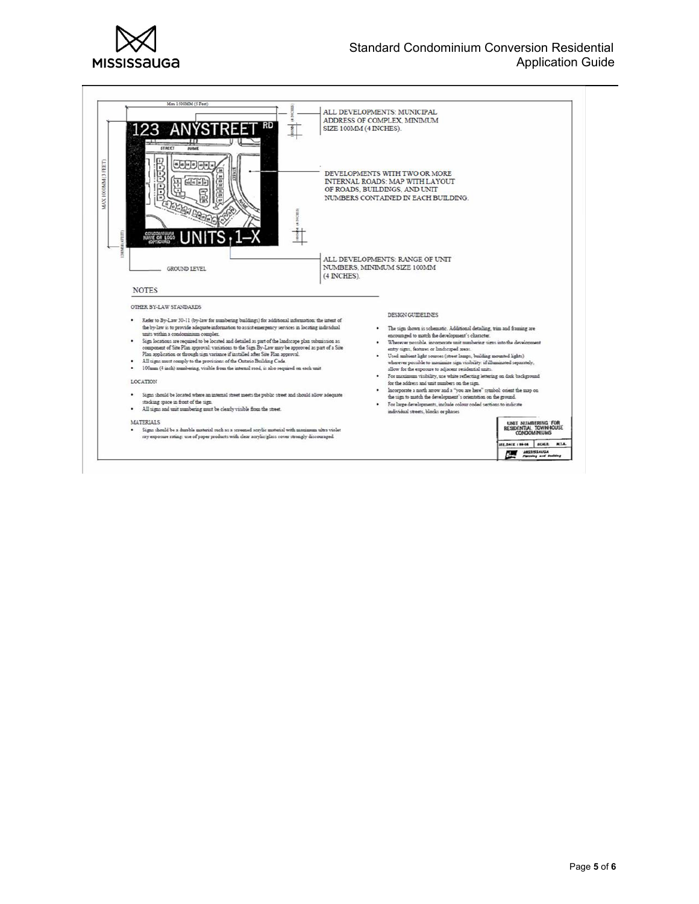Max 1500MM (5 Feet)

123 ANYSTREET RD

CONDOMINIUM NAME OR LOGO (OPTIONAL) UNITS 1–X

MAX 1000MM (3 FEET)

1200MM (4 FEET)

GROUND LEVEL

ALL DEVELOPMENTS: MUNICIPAL ADDRESS OF COMPLEX, MINIMUM SIZE 100MM (4 INCHES).

DEVELOPMENTS WITH TWO OR MORE INTERNAL ROADS: MAP WITH LAYOUT OF ROADS, BUILDINGS, AND UNIT NUMBERS CONTAINED IN EACH BUILDING.

ALL DEVELOPMENTS: RANGE OF UNIT NUMBERS, MINIMUM SIZE 100MM (4 INCHES).

## NOTES

### OTHER BY-LAW STANDARDS

- Refer to By-Law 30-11 (by-law for numbering buildings) for additional information: the intent of the by-law is to provide adequate information to assist emergency services in locating individual units within a condominium complex.
- Sign locations are required to be located and detailed as part of the landscape plan submission as component of Site Plan approval: variations to the Sign By-Law may be approved as part of a Site Plan application or through sign variance if installed after Site Plan approval.
- All signs must comply to the provisions of the Ontario Building Code.
- 100mm (4 inch) numbering, visible from the internal road, is also required on each unit

### LOCATION

- Signs should be located where an internal street meets the public street and should allow adequate stacking space in front of the sign.
- All signs and unit numbering must be clearly visible from the street.

### MATERIALS

- Signs should be a durable material such as a screened acrylic material with maximum ultra violet ray exposure rating: use of paper products with clear acrylic/glass cover strongly discouraged.

### DESIGN GUIDELINES

- The sign shown is schematic. Additional detailing, trim and framing are encouraged to match the development's character.
- Wherever possible, incorporate unit numbering signs into the development entry signs, features or landscaped areas.
- Used ambient light sources (street lamps, building mounted lights) wherever possible to maximize sign visibility: if illuminated separately, allow for the exposure to adjacent residential units.
- For maximum visibility, use white reflecting lettering on dark background for the address and unit numbers on the sign.
- Incorporate a north arrow and a "you are here" symbol: orient the map on the sign to match the development's orientation on the ground.
- For large developments, include colour coded sections to indicate individual streets, blocks or phases.

UNIT NUMBERING FOR RESIDENTIAL TOWNHOUSE CONDOMINIUMS

EFF. DATE: 98-06 | SCALE: N.T.S.

MISSISSAUGA Planning and Building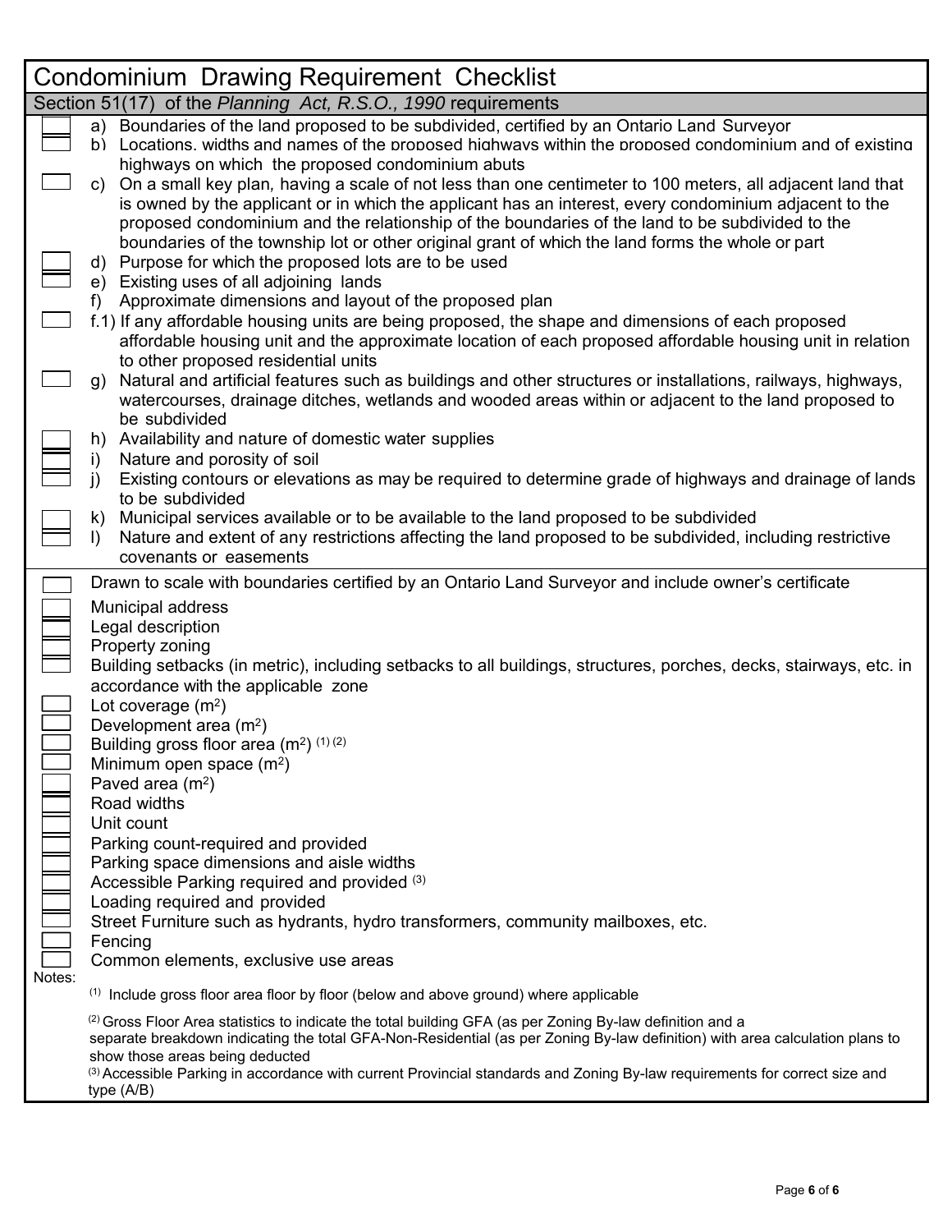# Condominium Drawing Requirement Checklist

## Section 51(17) of the *Planning Act, R.S.O., 1990* requirements

- ☐ a) Boundaries of the land proposed to be subdivided, certified by an Ontario Land Surveyor
- ☐ b) Locations, widths and names of the proposed highways within the proposed condominium and of existing highways on which the proposed condominium abuts
- ☐ c) On a small key plan, having a scale of not less than one centimeter to 100 meters, all adjacent land that is owned by the applicant or in which the applicant has an interest, every condominium adjacent to the proposed condominium and the relationship of the boundaries of the land to be subdivided to the boundaries of the township lot or other original grant of which the land forms the whole or part
- ☐ d) Purpose for which the proposed lots are to be used
- ☐ e) Existing uses of all adjoining lands
- ☐ f) Approximate dimensions and layout of the proposed plan
- ☐ f.1) If any affordable housing units are being proposed, the shape and dimensions of each proposed affordable housing unit and the approximate location of each proposed affordable housing unit in relation to other proposed residential units
- ☐ g) Natural and artificial features such as buildings and other structures or installations, railways, highways, watercourses, drainage ditches, wetlands and wooded areas within or adjacent to the land proposed to be subdivided
- ☐ h) Availability and nature of domestic water supplies
- ☐ i) Nature and porosity of soil
- ☐ j) Existing contours or elevations as may be required to determine grade of highways and drainage of lands to be subdivided
- ☐ k) Municipal services available or to be available to the land proposed to be subdivided
- ☐ l) Nature and extent of any restrictions affecting the land proposed to be subdivided, including restrictive covenants or easements

---

- ☐ Drawn to scale with boundaries certified by an Ontario Land Surveyor and include owner's certificate
- ☐ Municipal address
- ☐ Legal description
- ☐ Property zoning
- ☐ Building setbacks (in metric), including setbacks to all buildings, structures, porches, decks, stairways, etc. in accordance with the applicable zone
- ☐ Lot coverage ($m^2$)
- ☐ Development area ($m^2$)
- ☐ Building gross floor area ($m^2$) (1) (2)
- ☐ Minimum open space ($m^2$)
- ☐ Paved area ($m^2$)
- ☐ Road widths
- ☐ Unit count
- ☐ Parking count-required and provided
- ☐ Parking space dimensions and aisle widths
- ☐ Accessible Parking required and provided (3)
- ☐ Loading required and provided
- ☐ Street Furniture such as hydrants, hydro transformers, community mailboxes, etc.
- ☐ Fencing
- ☐ Common elements, exclusive use areas

Notes:

(1) Include gross floor area floor by floor (below and above ground) where applicable

(2) Gross Floor Area statistics to indicate the total building GFA (as per Zoning By-law definition and a separate breakdown indicating the total GFA-Non-Residential (as per Zoning By-law definition) with area calculation plans to show those areas being deducted

(3) Accessible Parking in accordance with current Provincial standards and Zoning By-law requirements for correct size and type (A/B)